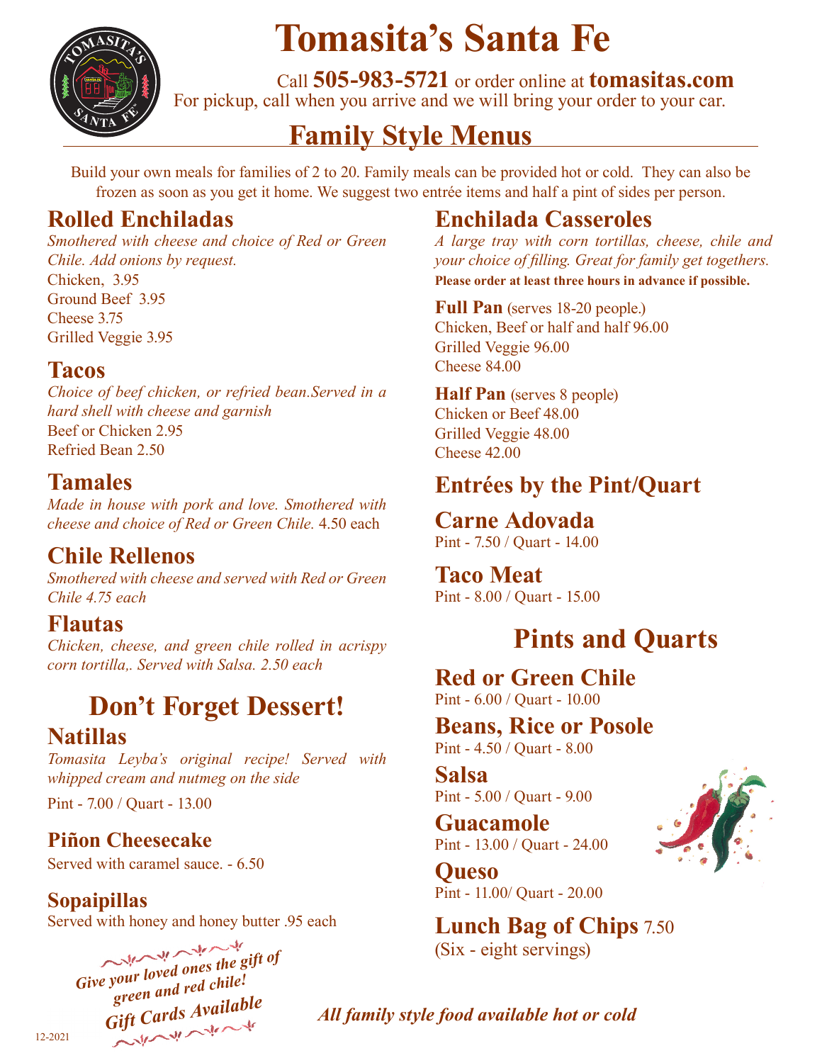# Tomasita's Santa Fe

Call **505-983-5721** or order online at **tomasitas.com**
For pickup, call when you arrive and we will bring your order to your car.

## Family Style Menus

Build your own meals for families of 2 to 20. Family meals can be provided hot or cold. They can also be frozen as soon as you get it home. We suggest two entrée items and half a pint of sides per person.

### Rolled Enchiladas

*Smothered with cheese and choice of Red or Green Chile. Add onions by request.*

Chicken, 3.95
Ground Beef 3.95
Cheese 3.75
Grilled Veggie 3.95

### Tacos

*Choice of beef chicken, or refried bean.Served in a hard shell with cheese and garnish*

Beef or Chicken 2.95
Refried Bean 2.50

### Tamales

*Made in house with pork and love. Smothered with cheese and choice of Red or Green Chile.* 4.50 each

### Chile Rellenos

*Smothered with cheese and served with Red or Green Chile 4.75 each*

### Flautas

*Chicken, cheese, and green chile rolled in acrispy corn tortilla,. Served with Salsa. 2.50 each*

## Don't Forget Dessert!

### Natillas

*Tomasita Leyba's original recipe! Served with whipped cream and nutmeg on the side*

Pint - 7.00 / Quart - 13.00

### Piñon Cheesecake

Served with caramel sauce. - 6.50

### Sopaipillas

Served with honey and honey butter .95 each

*Give your loved ones the gift of green and red chile!*
*Gift Cards Available*

### Enchilada Casseroles

*A large tray with corn tortillas, cheese, chile and your choice of filling. Great for family get togethers.*
**Please order at least three hours in advance if possible.**

**Full Pan** (serves 18-20 people.)
Chicken, Beef or half and half 96.00
Grilled Veggie 96.00
Cheese 84.00

**Half Pan** (serves 8 people)
Chicken or Beef 48.00
Grilled Veggie 48.00
Cheese 42.00

## Entrées by the Pint/Quart

### Carne Adovada

Pint - 7.50 / Quart - 14.00

### Taco Meat

Pint - 8.00 / Quart - 15.00

## Pints and Quarts

### Red or Green Chile

Pint - 6.00 / Quart - 10.00

### Beans, Rice or Posole

Pint - 4.50 / Quart - 8.00

### Salsa

Pint - 5.00 / Quart - 9.00

### Guacamole

Pint - 13.00 / Quart - 24.00

### Queso

Pint - 11.00/ Quart - 20.00

### Lunch Bag of Chips 7.50

(Six - eight servings)

***All family style food available hot or cold***

12-2021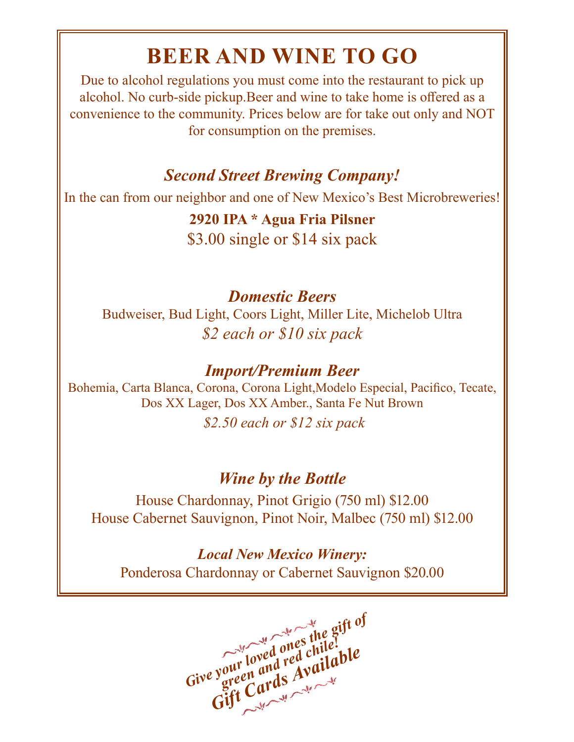# BEER AND WINE TO GO

Due to alcohol regulations you must come into the restaurant to pick up alcohol. No curb-side pickup.Beer and wine to take home is offered as a convenience to the community. Prices below are for take out only and NOT for consumption on the premises.

### *Second Street Brewing Company!*

In the can from our neighbor and one of New Mexico's Best Microbreweries!

**2920 IPA * Agua Fria Pilsner**

$3.00 single or $14 six pack

### *Domestic Beers*

Budweiser, Bud Light, Coors Light, Miller Lite, Michelob Ultra

*$2 each or $10 six pack*

### *Import/Premium Beer*

Bohemia, Carta Blanca, Corona, Corona Light,Modelo Especial, Pacifico, Tecate, Dos XX Lager, Dos XX Amber., Santa Fe Nut Brown

*$2.50 each or $12 six pack*

### *Wine by the Bottle*

House Chardonnay, Pinot Grigio (750 ml) $12.00

House Cabernet Sauvignon, Pinot Noir, Malbec (750 ml) $12.00

***Local New Mexico Winery:***

Ponderosa Chardonnay or Cabernet Sauvignon $20.00

*Give your loved ones the gift of green and red chile!*

***Gift Cards Available***